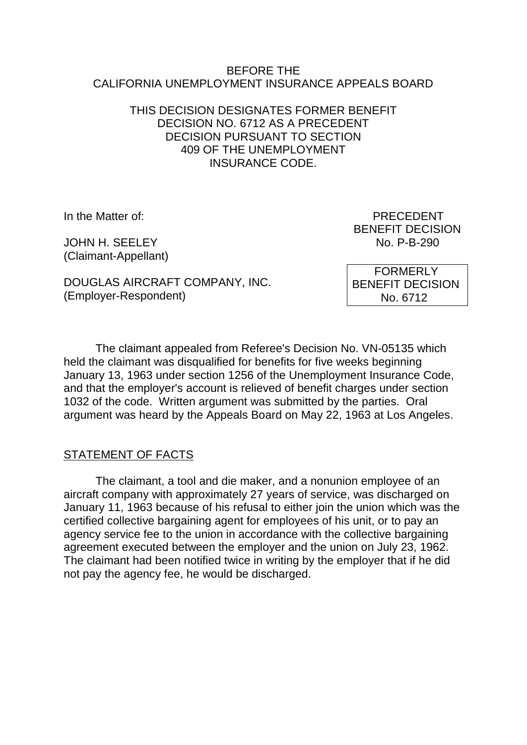BEFORE THE
CALIFORNIA UNEMPLOYMENT INSURANCE APPEALS BOARD

THIS DECISION DESIGNATES FORMER BENEFIT DECISION NO. 6712 AS A PRECEDENT DECISION PURSUANT TO SECTION 409 OF THE UNEMPLOYMENT INSURANCE CODE.

In the Matter of:

JOHN H. SEELEY
(Claimant-Appellant)

DOUGLAS AIRCRAFT COMPANY, INC.
(Employer-Respondent)

PRECEDENT
BENEFIT DECISION
No. P-B-290

FORMERLY
BENEFIT DECISION
No. 6712

The claimant appealed from Referee's Decision No. VN-05135 which held the claimant was disqualified for benefits for five weeks beginning January 13, 1963 under section 1256 of the Unemployment Insurance Code, and that the employer's account is relieved of benefit charges under section 1032 of the code. Written argument was submitted by the parties. Oral argument was heard by the Appeals Board on May 22, 1963 at Los Angeles.

## STATEMENT OF FACTS

The claimant, a tool and die maker, and a nonunion employee of an aircraft company with approximately 27 years of service, was discharged on January 11, 1963 because of his refusal to either join the union which was the certified collective bargaining agent for employees of his unit, or to pay an agency service fee to the union in accordance with the collective bargaining agreement executed between the employer and the union on July 23, 1962. The claimant had been notified twice in writing by the employer that if he did not pay the agency fee, he would be discharged.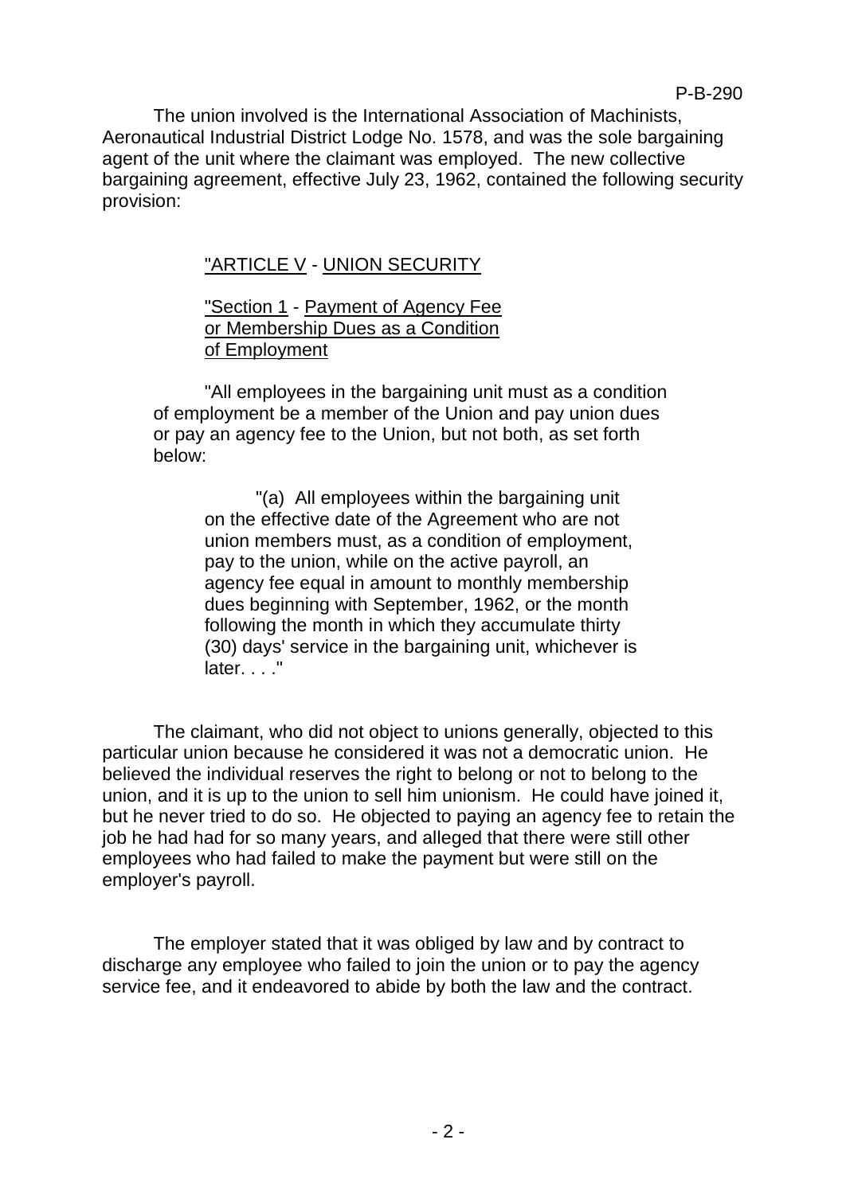The union involved is the International Association of Machinists, Aeronautical Industrial District Lodge No. 1578, and was the sole bargaining agent of the unit where the claimant was employed. The new collective bargaining agreement, effective July 23, 1962, contained the following security provision:

> "<u>ARTICLE V</u> - <u>UNION SECURITY</u>
>
> "<u>Section 1</u> - <u>Payment of Agency Fee or Membership Dues as a Condition of Employment</u>
>
> "All employees in the bargaining unit must as a condition of employment be a member of the Union and pay union dues or pay an agency fee to the Union, but not both, as set forth below:
>
> > "(a) All employees within the bargaining unit on the effective date of the Agreement who are not union members must, as a condition of employment, pay to the union, while on the active payroll, an agency fee equal in amount to monthly membership dues beginning with September, 1962, or the month following the month in which they accumulate thirty (30) days' service in the bargaining unit, whichever is later. . . ."

The claimant, who did not object to unions generally, objected to this particular union because he considered it was not a democratic union. He believed the individual reserves the right to belong or not to belong to the union, and it is up to the union to sell him unionism. He could have joined it, but he never tried to do so. He objected to paying an agency fee to retain the job he had had for so many years, and alleged that there were still other employees who had failed to make the payment but were still on the employer's payroll.

The employer stated that it was obliged by law and by contract to discharge any employee who failed to join the union or to pay the agency service fee, and it endeavored to abide by both the law and the contract.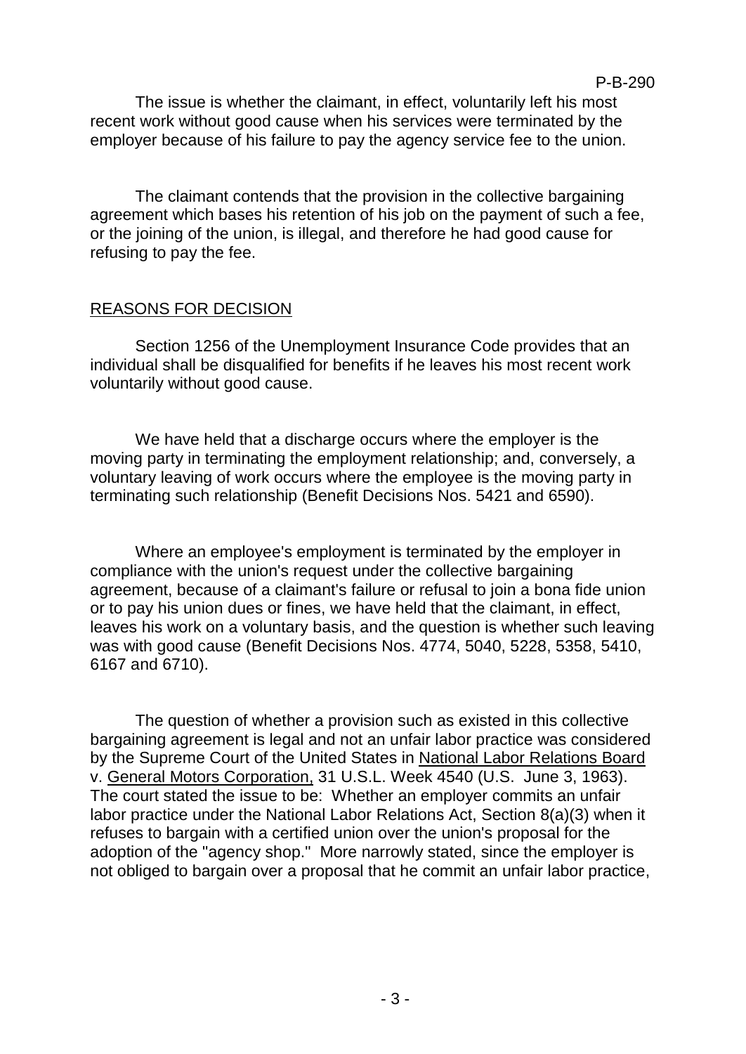The issue is whether the claimant, in effect, voluntarily left his most recent work without good cause when his services were terminated by the employer because of his failure to pay the agency service fee to the union.

The claimant contends that the provision in the collective bargaining agreement which bases his retention of his job on the payment of such a fee, or the joining of the union, is illegal, and therefore he had good cause for refusing to pay the fee.

## REASONS FOR DECISION

Section 1256 of the Unemployment Insurance Code provides that an individual shall be disqualified for benefits if he leaves his most recent work voluntarily without good cause.

We have held that a discharge occurs where the employer is the moving party in terminating the employment relationship; and, conversely, a voluntary leaving of work occurs where the employee is the moving party in terminating such relationship (Benefit Decisions Nos. 5421 and 6590).

Where an employee's employment is terminated by the employer in compliance with the union's request under the collective bargaining agreement, because of a claimant's failure or refusal to join a bona fide union or to pay his union dues or fines, we have held that the claimant, in effect, leaves his work on a voluntary basis, and the question is whether such leaving was with good cause (Benefit Decisions Nos. 4774, 5040, 5228, 5358, 5410, 6167 and 6710).

The question of whether a provision such as existed in this collective bargaining agreement is legal and not an unfair labor practice was considered by the Supreme Court of the United States in National Labor Relations Board v. General Motors Corporation, 31 U.S.L. Week 4540 (U.S. June 3, 1963). The court stated the issue to be: Whether an employer commits an unfair labor practice under the National Labor Relations Act, Section 8(a)(3) when it refuses to bargain with a certified union over the union's proposal for the adoption of the "agency shop." More narrowly stated, since the employer is not obliged to bargain over a proposal that he commit an unfair labor practice,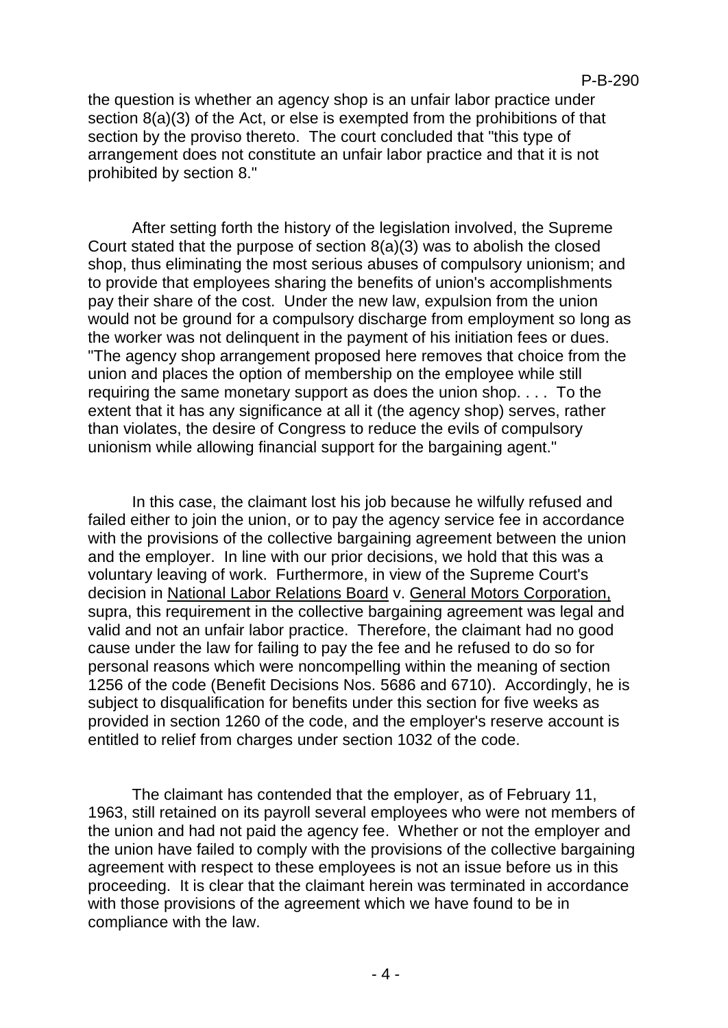the question is whether an agency shop is an unfair labor practice under section 8(a)(3) of the Act, or else is exempted from the prohibitions of that section by the proviso thereto. The court concluded that "this type of arrangement does not constitute an unfair labor practice and that it is not prohibited by section 8."

After setting forth the history of the legislation involved, the Supreme Court stated that the purpose of section 8(a)(3) was to abolish the closed shop, thus eliminating the most serious abuses of compulsory unionism; and to provide that employees sharing the benefits of union's accomplishments pay their share of the cost. Under the new law, expulsion from the union would not be ground for a compulsory discharge from employment so long as the worker was not delinquent in the payment of his initiation fees or dues. "The agency shop arrangement proposed here removes that choice from the union and places the option of membership on the employee while still requiring the same monetary support as does the union shop. . . . To the extent that it has any significance at all it (the agency shop) serves, rather than violates, the desire of Congress to reduce the evils of compulsory unionism while allowing financial support for the bargaining agent."

In this case, the claimant lost his job because he wilfully refused and failed either to join the union, or to pay the agency service fee in accordance with the provisions of the collective bargaining agreement between the union and the employer. In line with our prior decisions, we hold that this was a voluntary leaving of work. Furthermore, in view of the Supreme Court's decision in National Labor Relations Board v. General Motors Corporation, supra, this requirement in the collective bargaining agreement was legal and valid and not an unfair labor practice. Therefore, the claimant had no good cause under the law for failing to pay the fee and he refused to do so for personal reasons which were noncompelling within the meaning of section 1256 of the code (Benefit Decisions Nos. 5686 and 6710). Accordingly, he is subject to disqualification for benefits under this section for five weeks as provided in section 1260 of the code, and the employer's reserve account is entitled to relief from charges under section 1032 of the code.

The claimant has contended that the employer, as of February 11, 1963, still retained on its payroll several employees who were not members of the union and had not paid the agency fee. Whether or not the employer and the union have failed to comply with the provisions of the collective bargaining agreement with respect to these employees is not an issue before us in this proceeding. It is clear that the claimant herein was terminated in accordance with those provisions of the agreement which we have found to be in compliance with the law.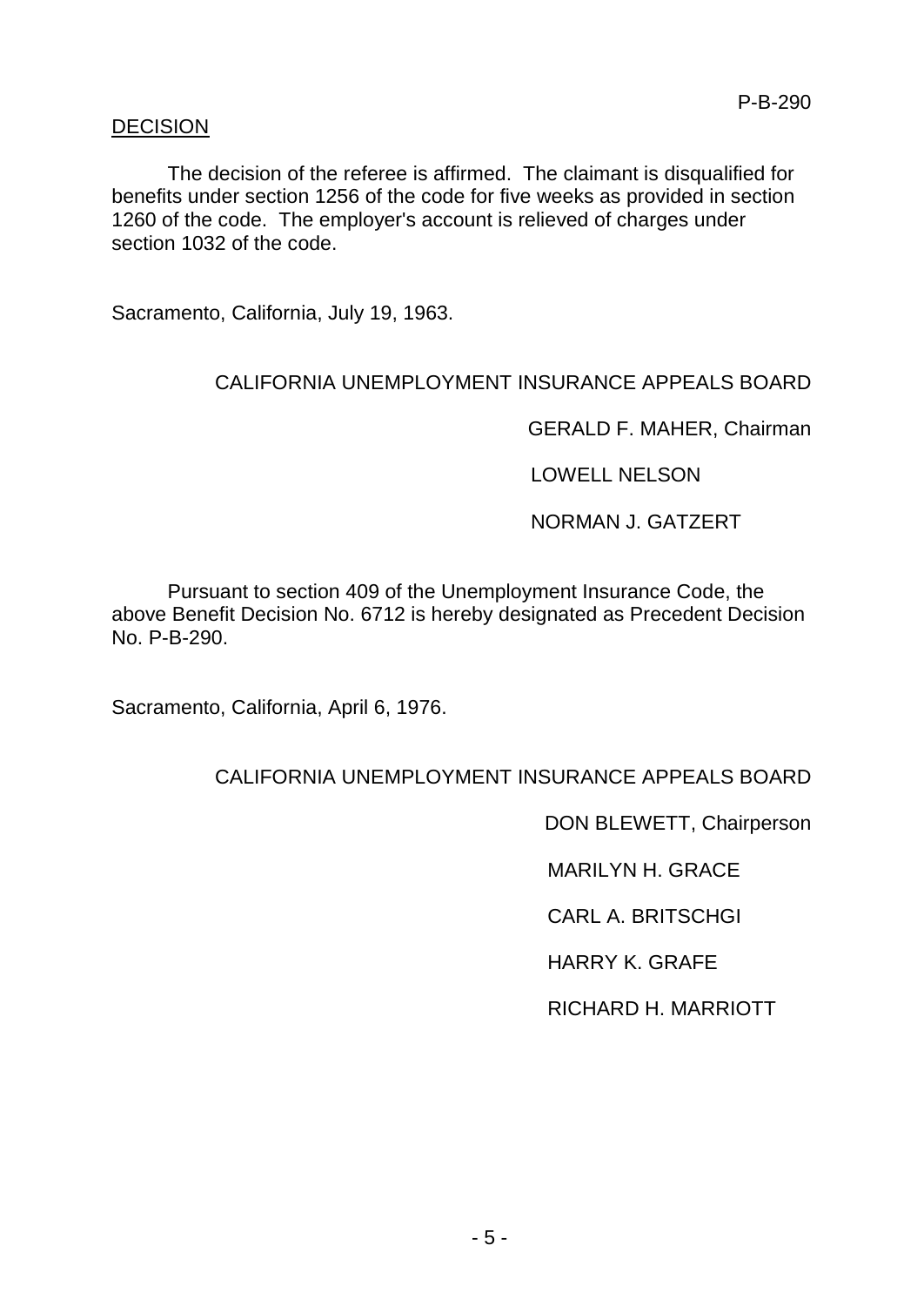DECISION

The decision of the referee is affirmed. The claimant is disqualified for benefits under section 1256 of the code for five weeks as provided in section 1260 of the code. The employer's account is relieved of charges under section 1032 of the code.

Sacramento, California, July 19, 1963.

CALIFORNIA UNEMPLOYMENT INSURANCE APPEALS BOARD

GERALD F. MAHER, Chairman

LOWELL NELSON

NORMAN J. GATZERT

Pursuant to section 409 of the Unemployment Insurance Code, the above Benefit Decision No. 6712 is hereby designated as Precedent Decision No. P-B-290.

Sacramento, California, April 6, 1976.

CALIFORNIA UNEMPLOYMENT INSURANCE APPEALS BOARD

DON BLEWETT, Chairperson

MARILYN H. GRACE

CARL A. BRITSCHGI

HARRY K. GRAFE

RICHARD H. MARRIOTT